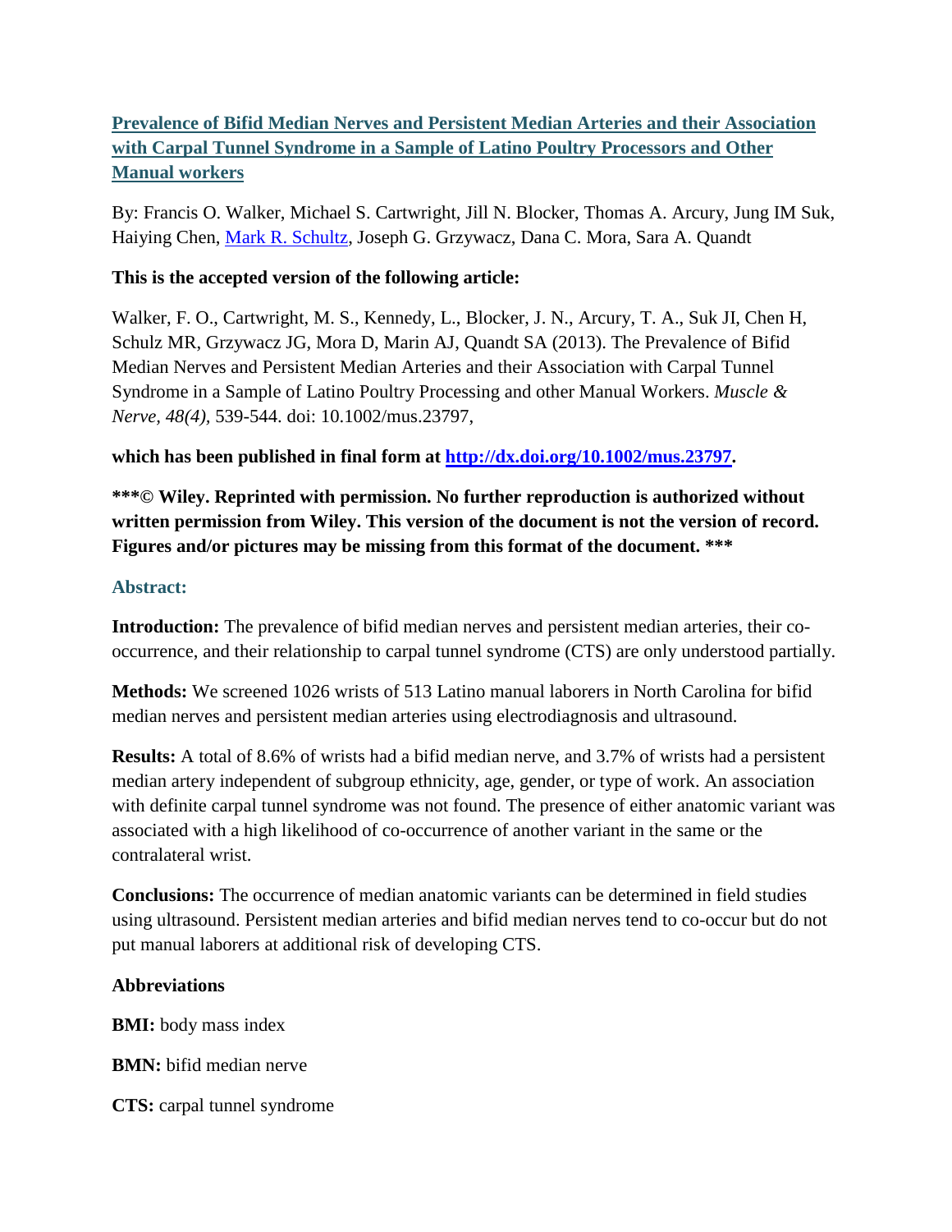# [Prevalence of Bifid Median Nerves and Persistent Median Arteries and their Association with Carpal Tunnel Syndrome in a Sample of Latino Poultry Processors and Other Manual workers](#)

By: Francis O. Walker, Michael S. Cartwright, Jill N. Blocker, Thomas A. Arcury, Jung IM Suk, Haiying Chen, [Mark R. Schultz](#), Joseph G. Grzywacz, Dana C. Mora, Sara A. Quandt

**This is the accepted version of the following article:**

Walker, F. O., Cartwright, M. S., Kennedy, L., Blocker, J. N., Arcury, T. A., Suk JI, Chen H, Schulz MR, Grzywacz JG, Mora D, Marin AJ, Quandt SA (2013). The Prevalence of Bifid Median Nerves and Persistent Median Arteries and their Association with Carpal Tunnel Syndrome in a Sample of Latino Poultry Processing and other Manual Workers. *Muscle & Nerve, 48(4),* 539-544. doi: 10.1002/mus.23797,

**which has been published in final form at [http://dx.doi.org/10.1002/mus.23797](http://dx.doi.org/10.1002/mus.23797).**

**\*\*\*© Wiley. Reprinted with permission. No further reproduction is authorized without written permission from Wiley. This version of the document is not the version of record. Figures and/or pictures may be missing from this format of the document. \*\*\***

## Abstract:

**Introduction:** The prevalence of bifid median nerves and persistent median arteries, their co-occurrence, and their relationship to carpal tunnel syndrome (CTS) are only understood partially.

**Methods:** We screened 1026 wrists of 513 Latino manual laborers in North Carolina for bifid median nerves and persistent median arteries using electrodiagnosis and ultrasound.

**Results:** A total of 8.6% of wrists had a bifid median nerve, and 3.7% of wrists had a persistent median artery independent of subgroup ethnicity, age, gender, or type of work. An association with definite carpal tunnel syndrome was not found. The presence of either anatomic variant was associated with a high likelihood of co-occurrence of another variant in the same or the contralateral wrist.

**Conclusions:** The occurrence of median anatomic variants can be determined in field studies using ultrasound. Persistent median arteries and bifid median nerves tend to co-occur but do not put manual laborers at additional risk of developing CTS.

### Abbreviations

**BMI:** body mass index

**BMN:** bifid median nerve

**CTS:** carpal tunnel syndrome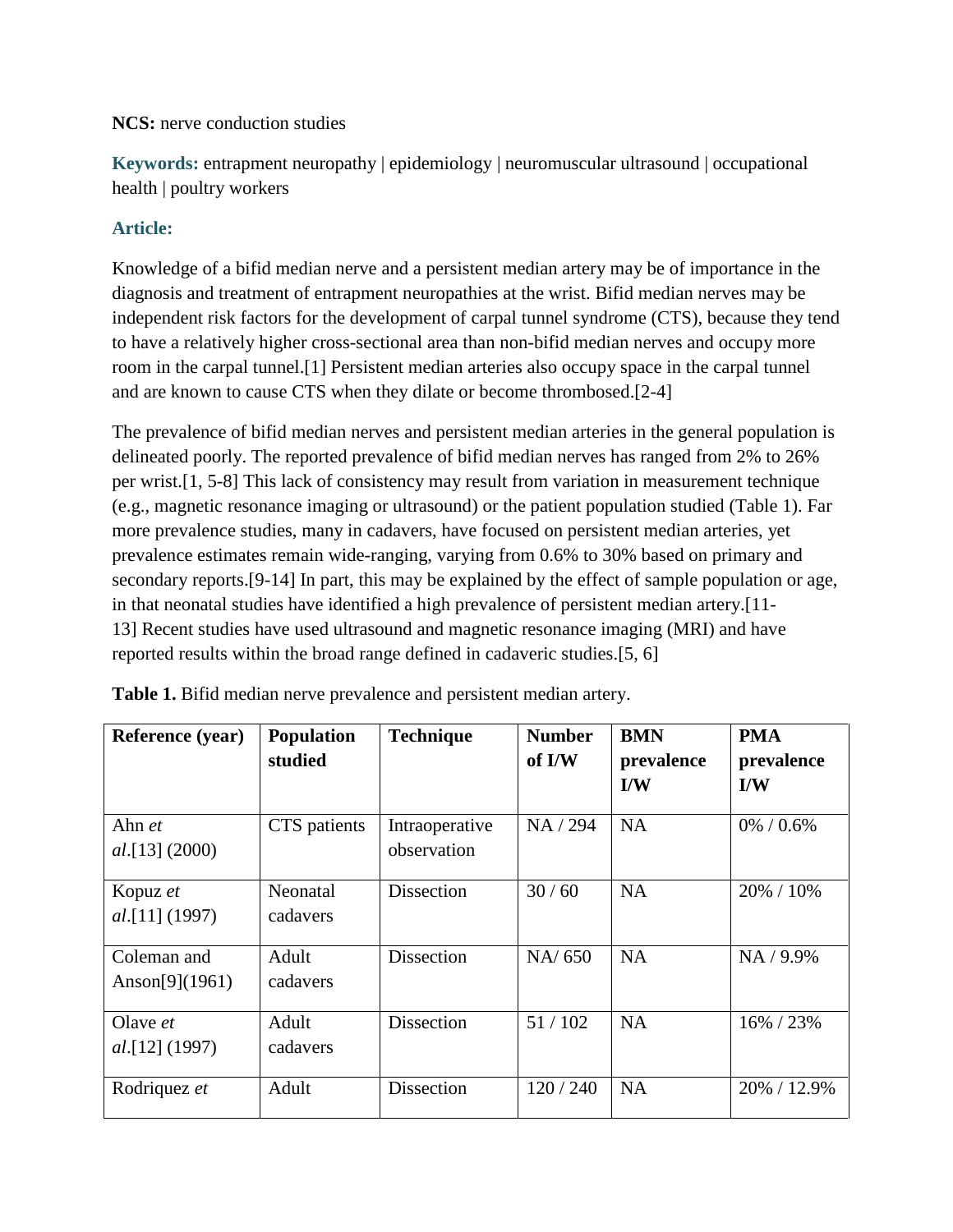**NCS:** nerve conduction studies

**Keywords:** entrapment neuropathy | epidemiology | neuromuscular ultrasound | occupational health | poultry workers

## Article:

Knowledge of a bifid median nerve and a persistent median artery may be of importance in the diagnosis and treatment of entrapment neuropathies at the wrist. Bifid median nerves may be independent risk factors for the development of carpal tunnel syndrome (CTS), because they tend to have a relatively higher cross-sectional area than non-bifid median nerves and occupy more room in the carpal tunnel.[1] Persistent median arteries also occupy space in the carpal tunnel and are known to cause CTS when they dilate or become thrombosed.[2-4]

The prevalence of bifid median nerves and persistent median arteries in the general population is delineated poorly. The reported prevalence of bifid median nerves has ranged from 2% to 26% per wrist.[1, 5-8] This lack of consistency may result from variation in measurement technique (e.g., magnetic resonance imaging or ultrasound) or the patient population studied (Table 1). Far more prevalence studies, many in cadavers, have focused on persistent median arteries, yet prevalence estimates remain wide-ranging, varying from 0.6% to 30% based on primary and secondary reports.[9-14] In part, this may be explained by the effect of sample population or age, in that neonatal studies have identified a high prevalence of persistent median artery.[11-13] Recent studies have used ultrasound and magnetic resonance imaging (MRI) and have reported results within the broad range defined in cadaveric studies.[5, 6]

**Table 1.** Bifid median nerve prevalence and persistent median artery.

| Reference (year) | Population studied | Technique | Number of I/W | BMN prevalence I/W | PMA prevalence I/W |
|---|---|---|---|---|---|
| Ahn *et al.*[13] (2000) | CTS patients | Intraoperative observation | NA / 294 | NA | 0% / 0.6% |
| Kopuz *et al.*[11] (1997) | Neonatal cadavers | Dissection | 30 / 60 | NA | 20% / 10% |
| Coleman and Anson[9](1961) | Adult cadavers | Dissection | NA/ 650 | NA | NA / 9.9% |
| Olave *et al.*[12] (1997) | Adult cadavers | Dissection | 51 / 102 | NA | 16% / 23% |
| Rodriquez *et* | Adult | Dissection | 120 / 240 | NA | 20% / 12.9% |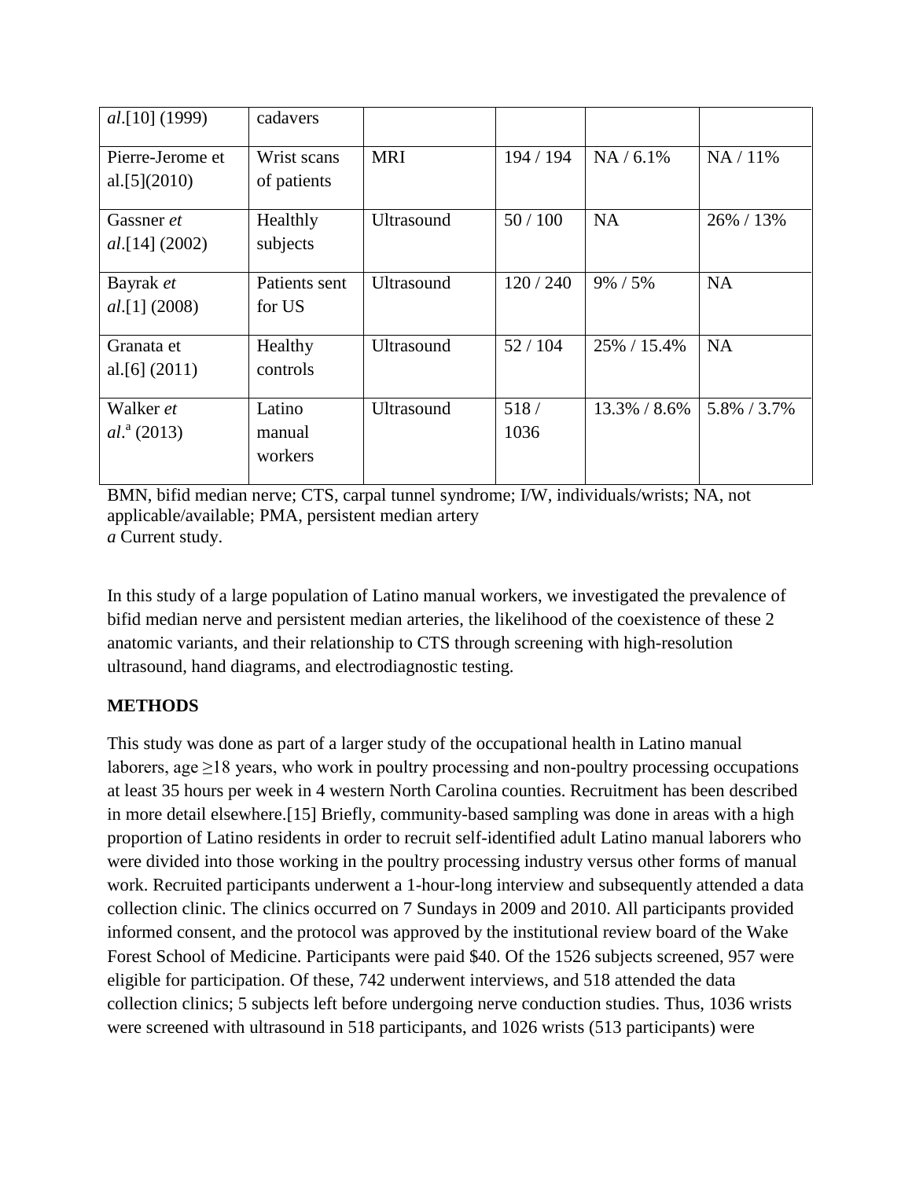| | | | | | |
|---|---|---|---|---|---|
| *al*.[10] (1999) | cadavers | | | | |
| Pierre-Jerome et al.[5](2010) | Wrist scans of patients | MRI | 194 / 194 | NA / 6.1% | NA / 11% |
| Gassner *et al*.[14] (2002) | Healthly subjects | Ultrasound | 50 / 100 | NA | 26% / 13% |
| Bayrak *et al*.[1] (2008) | Patients sent for US | Ultrasound | 120 / 240 | 9% / 5% | NA |
| Granata et al.[6] (2011) | Healthy controls | Ultrasound | 52 / 104 | 25% / 15.4% | NA |
| Walker *et al*.[a] (2013) | Latino manual workers | Ultrasound | 518 / 1036 | 13.3% / 8.6% | 5.8% / 3.7% |

BMN, bifid median nerve; CTS, carpal tunnel syndrome; I/W, individuals/wrists; NA, not applicable/available; PMA, persistent median artery
*a* Current study.

In this study of a large population of Latino manual workers, we investigated the prevalence of bifid median nerve and persistent median arteries, the likelihood of the coexistence of these 2 anatomic variants, and their relationship to CTS through screening with high-resolution ultrasound, hand diagrams, and electrodiagnostic testing.

## METHODS

This study was done as part of a larger study of the occupational health in Latino manual laborers, age ≥18 years, who work in poultry processing and non-poultry processing occupations at least 35 hours per week in 4 western North Carolina counties. Recruitment has been described in more detail elsewhere.[15] Briefly, community-based sampling was done in areas with a high proportion of Latino residents in order to recruit self-identified adult Latino manual laborers who were divided into those working in the poultry processing industry versus other forms of manual work. Recruited participants underwent a 1-hour-long interview and subsequently attended a data collection clinic. The clinics occurred on 7 Sundays in 2009 and 2010. All participants provided informed consent, and the protocol was approved by the institutional review board of the Wake Forest School of Medicine. Participants were paid $40. Of the 1526 subjects screened, 957 were eligible for participation. Of these, 742 underwent interviews, and 518 attended the data collection clinics; 5 subjects left before undergoing nerve conduction studies. Thus, 1036 wrists were screened with ultrasound in 518 participants, and 1026 wrists (513 participants) were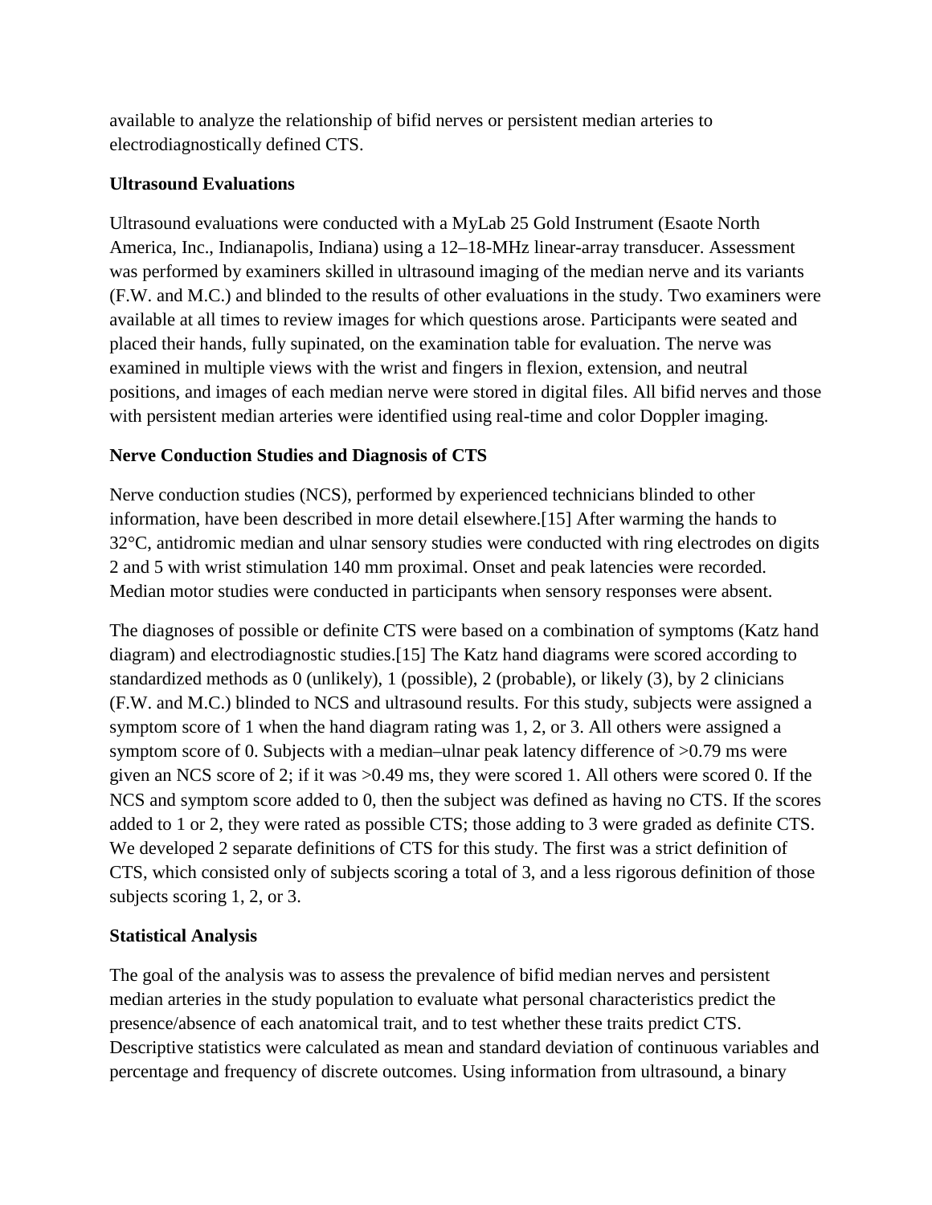available to analyze the relationship of bifid nerves or persistent median arteries to electrodiagnostically defined CTS.

### Ultrasound Evaluations

Ultrasound evaluations were conducted with a MyLab 25 Gold Instrument (Esaote North America, Inc., Indianapolis, Indiana) using a 12–18-MHz linear-array transducer. Assessment was performed by examiners skilled in ultrasound imaging of the median nerve and its variants (F.W. and M.C.) and blinded to the results of other evaluations in the study. Two examiners were available at all times to review images for which questions arose. Participants were seated and placed their hands, fully supinated, on the examination table for evaluation. The nerve was examined in multiple views with the wrist and fingers in flexion, extension, and neutral positions, and images of each median nerve were stored in digital files. All bifid nerves and those with persistent median arteries were identified using real-time and color Doppler imaging.

### Nerve Conduction Studies and Diagnosis of CTS

Nerve conduction studies (NCS), performed by experienced technicians blinded to other information, have been described in more detail elsewhere.[15] After warming the hands to 32°C, antidromic median and ulnar sensory studies were conducted with ring electrodes on digits 2 and 5 with wrist stimulation 140 mm proximal. Onset and peak latencies were recorded. Median motor studies were conducted in participants when sensory responses were absent.

The diagnoses of possible or definite CTS were based on a combination of symptoms (Katz hand diagram) and electrodiagnostic studies.[15] The Katz hand diagrams were scored according to standardized methods as 0 (unlikely), 1 (possible), 2 (probable), or likely (3), by 2 clinicians (F.W. and M.C.) blinded to NCS and ultrasound results. For this study, subjects were assigned a symptom score of 1 when the hand diagram rating was 1, 2, or 3. All others were assigned a symptom score of 0. Subjects with a median–ulnar peak latency difference of >0.79 ms were given an NCS score of 2; if it was >0.49 ms, they were scored 1. All others were scored 0. If the NCS and symptom score added to 0, then the subject was defined as having no CTS. If the scores added to 1 or 2, they were rated as possible CTS; those adding to 3 were graded as definite CTS. We developed 2 separate definitions of CTS for this study. The first was a strict definition of CTS, which consisted only of subjects scoring a total of 3, and a less rigorous definition of those subjects scoring 1, 2, or 3.

### Statistical Analysis

The goal of the analysis was to assess the prevalence of bifid median nerves and persistent median arteries in the study population to evaluate what personal characteristics predict the presence/absence of each anatomical trait, and to test whether these traits predict CTS. Descriptive statistics were calculated as mean and standard deviation of continuous variables and percentage and frequency of discrete outcomes. Using information from ultrasound, a binary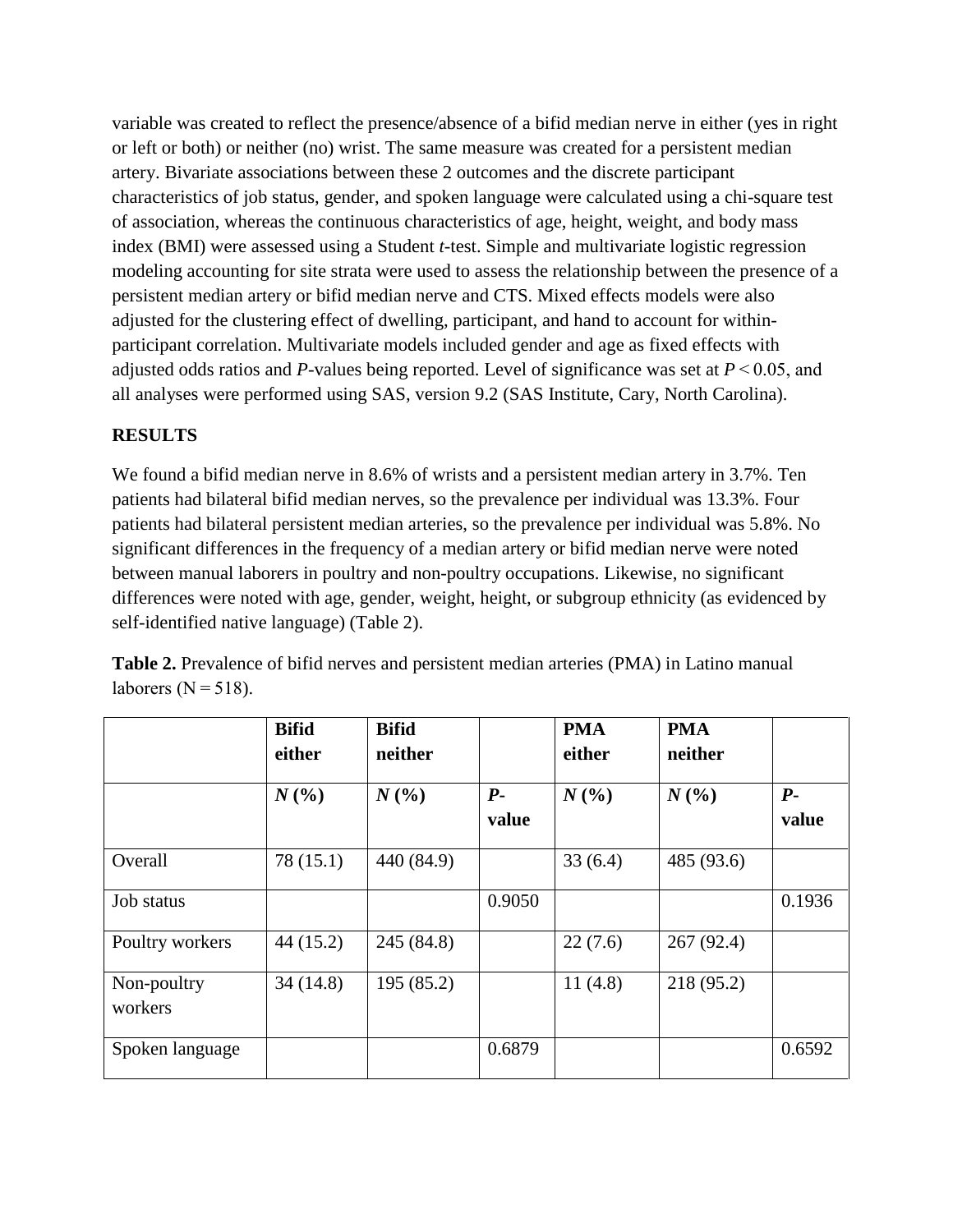variable was created to reflect the presence/absence of a bifid median nerve in either (yes in right or left or both) or neither (no) wrist. The same measure was created for a persistent median artery. Bivariate associations between these 2 outcomes and the discrete participant characteristics of job status, gender, and spoken language were calculated using a chi-square test of association, whereas the continuous characteristics of age, height, weight, and body mass index (BMI) were assessed using a Student *t*-test. Simple and multivariate logistic regression modeling accounting for site strata were used to assess the relationship between the presence of a persistent median artery or bifid median nerve and CTS. Mixed effects models were also adjusted for the clustering effect of dwelling, participant, and hand to account for within-participant correlation. Multivariate models included gender and age as fixed effects with adjusted odds ratios and *P*-values being reported. Level of significance was set at $P < 0.05$, and all analyses were performed using SAS, version 9.2 (SAS Institute, Cary, North Carolina).

## RESULTS

We found a bifid median nerve in 8.6% of wrists and a persistent median artery in 3.7%. Ten patients had bilateral bifid median nerves, so the prevalence per individual was 13.3%. Four patients had bilateral persistent median arteries, so the prevalence per individual was 5.8%. No significant differences in the frequency of a median artery or bifid median nerve were noted between manual laborers in poultry and non-poultry occupations. Likewise, no significant differences were noted with age, gender, weight, height, or subgroup ethnicity (as evidenced by self-identified native language) (Table 2).

**Table 2.** Prevalence of bifid nerves and persistent median arteries (PMA) in Latino manual laborers (N = 518).

| | **Bifid either** | **Bifid neither** | | **PMA either** | **PMA neither** | |
|---|---|---|---|---|---|---|
| | ***N* (%)** | ***N* (%)** | ***P*-value** | ***N* (%)** | ***N* (%)** | ***P*-value** |
| Overall | 78 (15.1) | 440 (84.9) | | 33 (6.4) | 485 (93.6) | |
| Job status | | | 0.9050 | | | 0.1936 |
| Poultry workers | 44 (15.2) | 245 (84.8) | | 22 (7.6) | 267 (92.4) | |
| Non-poultry workers | 34 (14.8) | 195 (85.2) | | 11 (4.8) | 218 (95.2) | |
| Spoken language | | | 0.6879 | | | 0.6592 |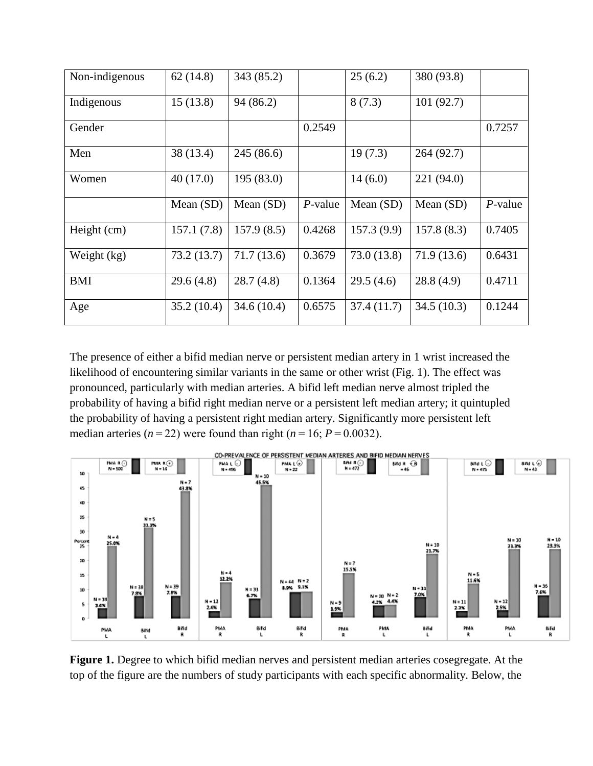| Non-indigenous | 62 (14.8) | 343 (85.2) | | 25 (6.2) | 380 (93.8) | |
|---|---|---|---|---|---|---|
| Indigenous | 15 (13.8) | 94 (86.2) | | 8 (7.3) | 101 (92.7) | |
| Gender | | | 0.2549 | | | 0.7257 |
| Men | 38 (13.4) | 245 (86.6) | | 19 (7.3) | 264 (92.7) | |
| Women | 40 (17.0) | 195 (83.0) | | 14 (6.0) | 221 (94.0) | |
| | Mean (SD) | Mean (SD) | *P*-value | Mean (SD) | Mean (SD) | *P*-value |
| Height (cm) | 157.1 (7.8) | 157.9 (8.5) | 0.4268 | 157.3 (9.9) | 157.8 (8.3) | 0.7405 |
| Weight (kg) | 73.2 (13.7) | 71.7 (13.6) | 0.3679 | 73.0 (13.8) | 71.9 (13.6) | 0.6431 |
| BMI | 29.6 (4.8) | 28.7 (4.8) | 0.1364 | 29.5 (4.6) | 28.8 (4.9) | 0.4711 |
| Age | 35.2 (10.4) | 34.6 (10.4) | 0.6575 | 37.4 (11.7) | 34.5 (10.3) | 0.1244 |

The presence of either a bifid median nerve or persistent median artery in 1 wrist increased the likelihood of encountering similar variants in the same or other wrist (Fig. 1). The effect was pronounced, particularly with median arteries. A bifid left median nerve almost tripled the probability of having a bifid right median nerve or a persistent left median artery; it quintupled the probability of having a persistent right median artery. Significantly more persistent left median arteries ($n = 22$) were found than right ($n = 16$; $P = 0.0032$).

**Figure 1.** Degree to which bifid median nerves and persistent median arteries cosegregate. At the top of the figure are the numbers of study participants with each specific abnormality. Below, the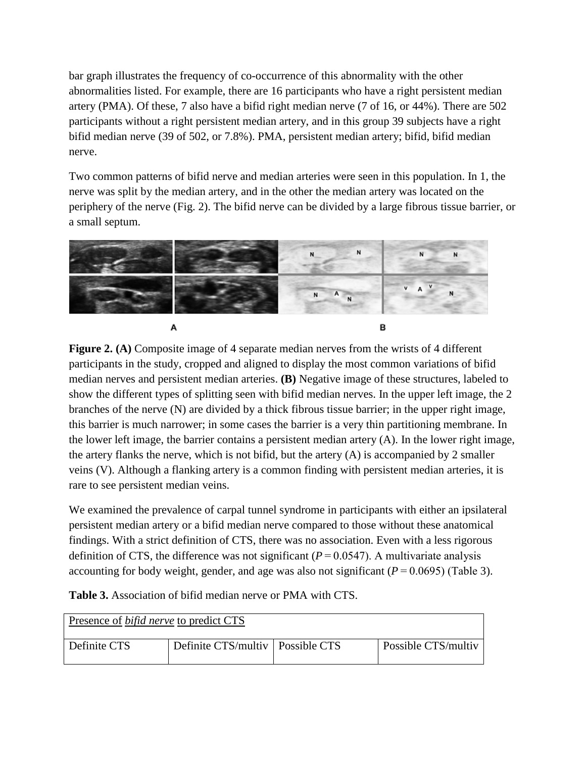bar graph illustrates the frequency of co-occurrence of this abnormality with the other abnormalities listed. For example, there are 16 participants who have a right persistent median artery (PMA). Of these, 7 also have a bifid right median nerve (7 of 16, or 44%). There are 502 participants without a right persistent median artery, and in this group 39 subjects have a right bifid median nerve (39 of 502, or 7.8%). PMA, persistent median artery; bifid, bifid median nerve.

Two common patterns of bifid nerve and median arteries were seen in this population. In 1, the nerve was split by the median artery, and in the other the median artery was located on the periphery of the nerve (Fig. 2). The bifid nerve can be divided by a large fibrous tissue barrier, or a small septum.

**Figure 2. (A)** Composite image of 4 separate median nerves from the wrists of 4 different participants in the study, cropped and aligned to display the most common variations of bifid median nerves and persistent median arteries. **(B)** Negative image of these structures, labeled to show the different types of splitting seen with bifid median nerves. In the upper left image, the 2 branches of the nerve (N) are divided by a thick fibrous tissue barrier; in the upper right image, this barrier is much narrower; in some cases the barrier is a very thin partitioning membrane. In the lower left image, the barrier contains a persistent median artery (A). In the lower right image, the artery flanks the nerve, which is not bifid, but the artery (A) is accompanied by 2 smaller veins (V). Although a flanking artery is a common finding with persistent median arteries, it is rare to see persistent median veins.

We examined the prevalence of carpal tunnel syndrome in participants with either an ipsilateral persistent median artery or a bifid median nerve compared to those without these anatomical findings. With a strict definition of CTS, there was no association. Even with a less rigorous definition of CTS, the difference was not significant ($P = 0.0547$). A multivariate analysis accounting for body weight, gender, and age was also not significant ($P = 0.0695$) (Table 3).

**Table 3.** Association of bifid median nerve or PMA with CTS.

| Presence of *bifid nerve* to predict CTS | | | |
|---|---|---|---|
| Definite CTS | Definite CTS/multiv | Possible CTS | Possible CTS/multiv |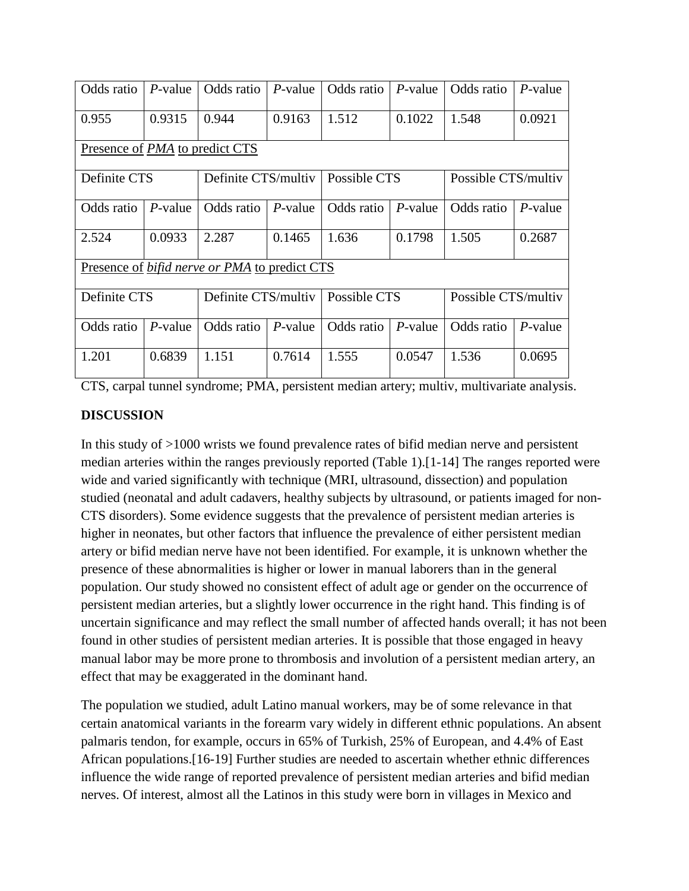| Odds ratio | *P*-value | Odds ratio | *P*-value | Odds ratio | *P*-value | Odds ratio | *P*-value |
|---|---|---|---|---|---|---|---|
| 0.955 | 0.9315 | 0.944 | 0.9163 | 1.512 | 0.1022 | 1.548 | 0.0921 |
| Presence of *PMA* to predict CTS | | | | | | | |
| Definite CTS | | Definite CTS/multiv | | Possible CTS | | Possible CTS/multiv | |
| Odds ratio | *P*-value | Odds ratio | *P*-value | Odds ratio | *P*-value | Odds ratio | *P*-value |
| 2.524 | 0.0933 | 2.287 | 0.1465 | 1.636 | 0.1798 | 1.505 | 0.2687 |
| Presence of *bifid nerve or PMA* to predict CTS | | | | | | | |
| Definite CTS | | Definite CTS/multiv | | Possible CTS | | Possible CTS/multiv | |
| Odds ratio | *P*-value | Odds ratio | *P*-value | Odds ratio | *P*-value | Odds ratio | *P*-value |
| 1.201 | 0.6839 | 1.151 | 0.7614 | 1.555 | 0.0547 | 1.536 | 0.0695 |

CTS, carpal tunnel syndrome; PMA, persistent median artery; multiv, multivariate analysis.

## DISCUSSION

In this study of >1000 wrists we found prevalence rates of bifid median nerve and persistent median arteries within the ranges previously reported (Table 1).[1-14] The ranges reported were wide and varied significantly with technique (MRI, ultrasound, dissection) and population studied (neonatal and adult cadavers, healthy subjects by ultrasound, or patients imaged for non-CTS disorders). Some evidence suggests that the prevalence of persistent median arteries is higher in neonates, but other factors that influence the prevalence of either persistent median artery or bifid median nerve have not been identified. For example, it is unknown whether the presence of these abnormalities is higher or lower in manual laborers than in the general population. Our study showed no consistent effect of adult age or gender on the occurrence of persistent median arteries, but a slightly lower occurrence in the right hand. This finding is of uncertain significance and may reflect the small number of affected hands overall; it has not been found in other studies of persistent median arteries. It is possible that those engaged in heavy manual labor may be more prone to thrombosis and involution of a persistent median artery, an effect that may be exaggerated in the dominant hand.

The population we studied, adult Latino manual workers, may be of some relevance in that certain anatomical variants in the forearm vary widely in different ethnic populations. An absent palmaris tendon, for example, occurs in 65% of Turkish, 25% of European, and 4.4% of East African populations.[16-19] Further studies are needed to ascertain whether ethnic differences influence the wide range of reported prevalence of persistent median arteries and bifid median nerves. Of interest, almost all the Latinos in this study were born in villages in Mexico and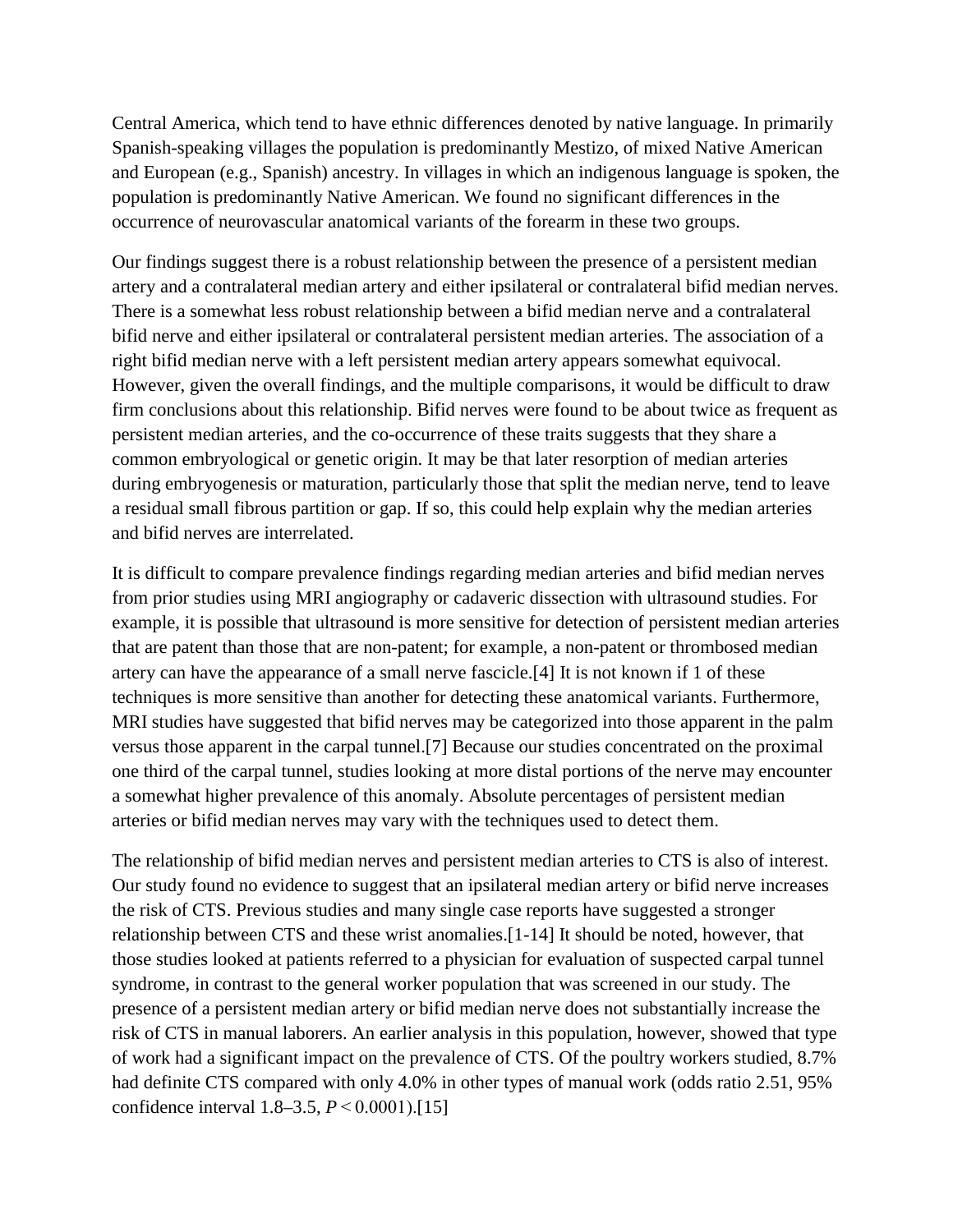Central America, which tend to have ethnic differences denoted by native language. In primarily Spanish-speaking villages the population is predominantly Mestizo, of mixed Native American and European (e.g., Spanish) ancestry. In villages in which an indigenous language is spoken, the population is predominantly Native American. We found no significant differences in the occurrence of neurovascular anatomical variants of the forearm in these two groups.

Our findings suggest there is a robust relationship between the presence of a persistent median artery and a contralateral median artery and either ipsilateral or contralateral bifid median nerves. There is a somewhat less robust relationship between a bifid median nerve and a contralateral bifid nerve and either ipsilateral or contralateral persistent median arteries. The association of a right bifid median nerve with a left persistent median artery appears somewhat equivocal. However, given the overall findings, and the multiple comparisons, it would be difficult to draw firm conclusions about this relationship. Bifid nerves were found to be about twice as frequent as persistent median arteries, and the co-occurrence of these traits suggests that they share a common embryological or genetic origin. It may be that later resorption of median arteries during embryogenesis or maturation, particularly those that split the median nerve, tend to leave a residual small fibrous partition or gap. If so, this could help explain why the median arteries and bifid nerves are interrelated.

It is difficult to compare prevalence findings regarding median arteries and bifid median nerves from prior studies using MRI angiography or cadaveric dissection with ultrasound studies. For example, it is possible that ultrasound is more sensitive for detection of persistent median arteries that are patent than those that are non-patent; for example, a non-patent or thrombosed median artery can have the appearance of a small nerve fascicle.[4] It is not known if 1 of these techniques is more sensitive than another for detecting these anatomical variants. Furthermore, MRI studies have suggested that bifid nerves may be categorized into those apparent in the palm versus those apparent in the carpal tunnel.[7] Because our studies concentrated on the proximal one third of the carpal tunnel, studies looking at more distal portions of the nerve may encounter a somewhat higher prevalence of this anomaly. Absolute percentages of persistent median arteries or bifid median nerves may vary with the techniques used to detect them.

The relationship of bifid median nerves and persistent median arteries to CTS is also of interest. Our study found no evidence to suggest that an ipsilateral median artery or bifid nerve increases the risk of CTS. Previous studies and many single case reports have suggested a stronger relationship between CTS and these wrist anomalies.[1-14] It should be noted, however, that those studies looked at patients referred to a physician for evaluation of suspected carpal tunnel syndrome, in contrast to the general worker population that was screened in our study. The presence of a persistent median artery or bifid median nerve does not substantially increase the risk of CTS in manual laborers. An earlier analysis in this population, however, showed that type of work had a significant impact on the prevalence of CTS. Of the poultry workers studied, 8.7% had definite CTS compared with only 4.0% in other types of manual work (odds ratio 2.51, 95% confidence interval 1.8–3.5, $P < 0.0001$).[15]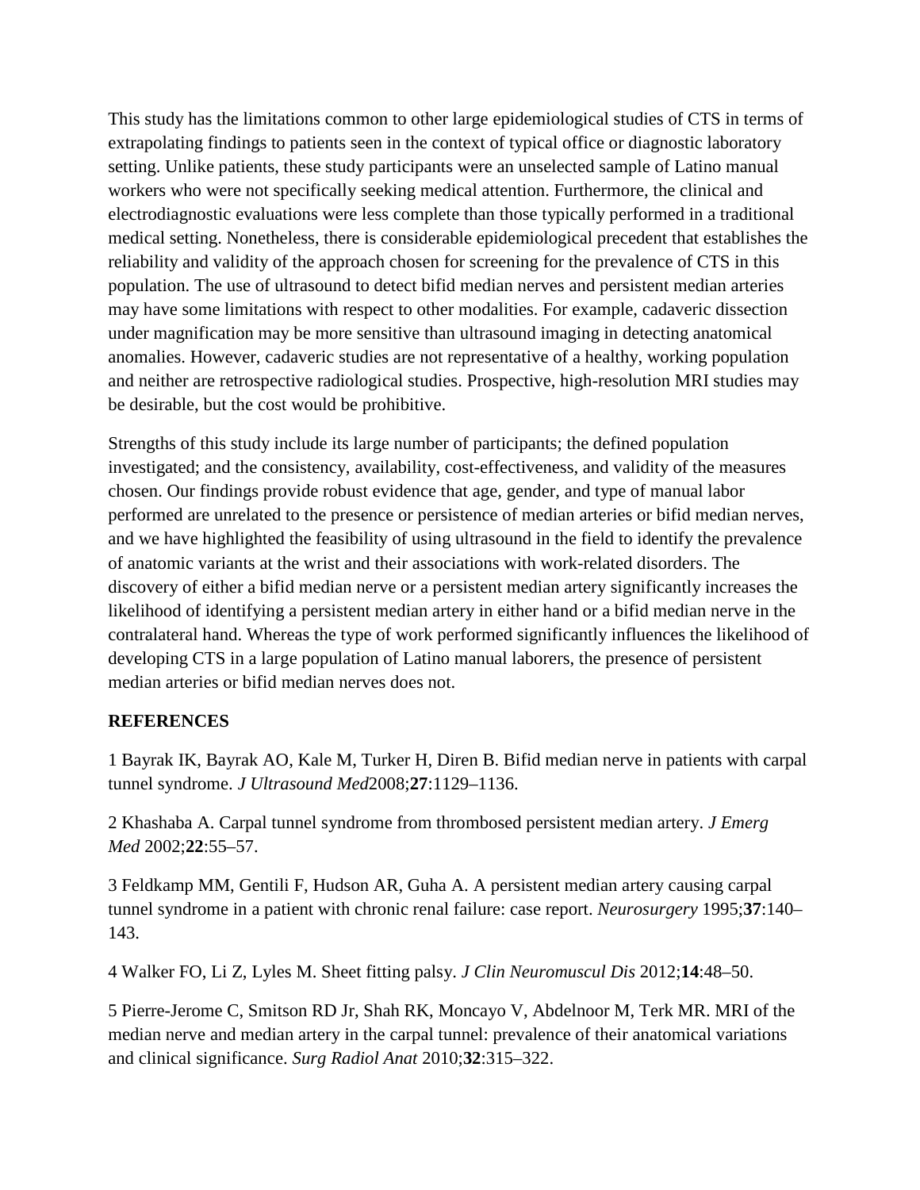This study has the limitations common to other large epidemiological studies of CTS in terms of extrapolating findings to patients seen in the context of typical office or diagnostic laboratory setting. Unlike patients, these study participants were an unselected sample of Latino manual workers who were not specifically seeking medical attention. Furthermore, the clinical and electrodiagnostic evaluations were less complete than those typically performed in a traditional medical setting. Nonetheless, there is considerable epidemiological precedent that establishes the reliability and validity of the approach chosen for screening for the prevalence of CTS in this population. The use of ultrasound to detect bifid median nerves and persistent median arteries may have some limitations with respect to other modalities. For example, cadaveric dissection under magnification may be more sensitive than ultrasound imaging in detecting anatomical anomalies. However, cadaveric studies are not representative of a healthy, working population and neither are retrospective radiological studies. Prospective, high-resolution MRI studies may be desirable, but the cost would be prohibitive.

Strengths of this study include its large number of participants; the defined population investigated; and the consistency, availability, cost-effectiveness, and validity of the measures chosen. Our findings provide robust evidence that age, gender, and type of manual labor performed are unrelated to the presence or persistence of median arteries or bifid median nerves, and we have highlighted the feasibility of using ultrasound in the field to identify the prevalence of anatomic variants at the wrist and their associations with work-related disorders. The discovery of either a bifid median nerve or a persistent median artery significantly increases the likelihood of identifying a persistent median artery in either hand or a bifid median nerve in the contralateral hand. Whereas the type of work performed significantly influences the likelihood of developing CTS in a large population of Latino manual laborers, the presence of persistent median arteries or bifid median nerves does not.

## REFERENCES

1 Bayrak IK, Bayrak AO, Kale M, Turker H, Diren B. Bifid median nerve in patients with carpal tunnel syndrome. *J Ultrasound Med*2008;**27**:1129–1136.

2 Khashaba A. Carpal tunnel syndrome from thrombosed persistent median artery. *J Emerg Med* 2002;**22**:55–57.

3 Feldkamp MM, Gentili F, Hudson AR, Guha A. A persistent median artery causing carpal tunnel syndrome in a patient with chronic renal failure: case report. *Neurosurgery* 1995;**37**:140–143.

4 Walker FO, Li Z, Lyles M. Sheet fitting palsy. *J Clin Neuromuscul Dis* 2012;**14**:48–50.

5 Pierre-Jerome C, Smitson RD Jr, Shah RK, Moncayo V, Abdelnoor M, Terk MR. MRI of the median nerve and median artery in the carpal tunnel: prevalence of their anatomical variations and clinical significance. *Surg Radiol Anat* 2010;**32**:315–322.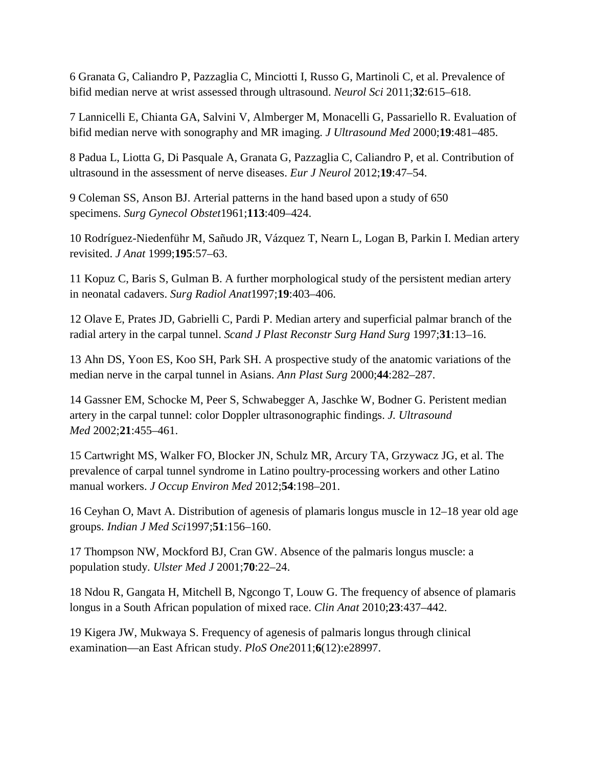6 Granata G, Caliandro P, Pazzaglia C, Minciotti I, Russo G, Martinoli C, et al. Prevalence of bifid median nerve at wrist assessed through ultrasound. *Neurol Sci* 2011;**32**:615–618.

7 Lannicelli E, Chianta GA, Salvini V, Almberger M, Monacelli G, Passariello R. Evaluation of bifid median nerve with sonography and MR imaging. *J Ultrasound Med* 2000;**19**:481–485.

8 Padua L, Liotta G, Di Pasquale A, Granata G, Pazzaglia C, Caliandro P, et al. Contribution of ultrasound in the assessment of nerve diseases. *Eur J Neurol* 2012;**19**:47–54.

9 Coleman SS, Anson BJ. Arterial patterns in the hand based upon a study of 650 specimens. *Surg Gynecol Obstet*1961;**113**:409–424.

10 Rodríguez-Niedenführ M, Sañudo JR, Vázquez T, Nearn L, Logan B, Parkin I. Median artery revisited. *J Anat* 1999;**195**:57–63.

11 Kopuz C, Baris S, Gulman B. A further morphological study of the persistent median artery in neonatal cadavers. *Surg Radiol Anat*1997;**19**:403–406.

12 Olave E, Prates JD, Gabrielli C, Pardi P. Median artery and superficial palmar branch of the radial artery in the carpal tunnel. *Scand J Plast Reconstr Surg Hand Surg* 1997;**31**:13–16.

13 Ahn DS, Yoon ES, Koo SH, Park SH. A prospective study of the anatomic variations of the median nerve in the carpal tunnel in Asians. *Ann Plast Surg* 2000;**44**:282–287.

14 Gassner EM, Schocke M, Peer S, Schwabegger A, Jaschke W, Bodner G. Peristent median artery in the carpal tunnel: color Doppler ultrasonographic findings. *J. Ultrasound Med* 2002;**21**:455–461.

15 Cartwright MS, Walker FO, Blocker JN, Schulz MR, Arcury TA, Grzywacz JG, et al. The prevalence of carpal tunnel syndrome in Latino poultry-processing workers and other Latino manual workers. *J Occup Environ Med* 2012;**54**:198–201.

16 Ceyhan O, Mavt A. Distribution of agenesis of plamaris longus muscle in 12–18 year old age groups. *Indian J Med Sci*1997;**51**:156–160.

17 Thompson NW, Mockford BJ, Cran GW. Absence of the palmaris longus muscle: a population study. *Ulster Med J* 2001;**70**:22–24.

18 Ndou R, Gangata H, Mitchell B, Ngcongo T, Louw G. The frequency of absence of plamaris longus in a South African population of mixed race. *Clin Anat* 2010;**23**:437–442.

19 Kigera JW, Mukwaya S. Frequency of agenesis of palmaris longus through clinical examination—an East African study. *PloS One*2011;**6**(12):e28997.